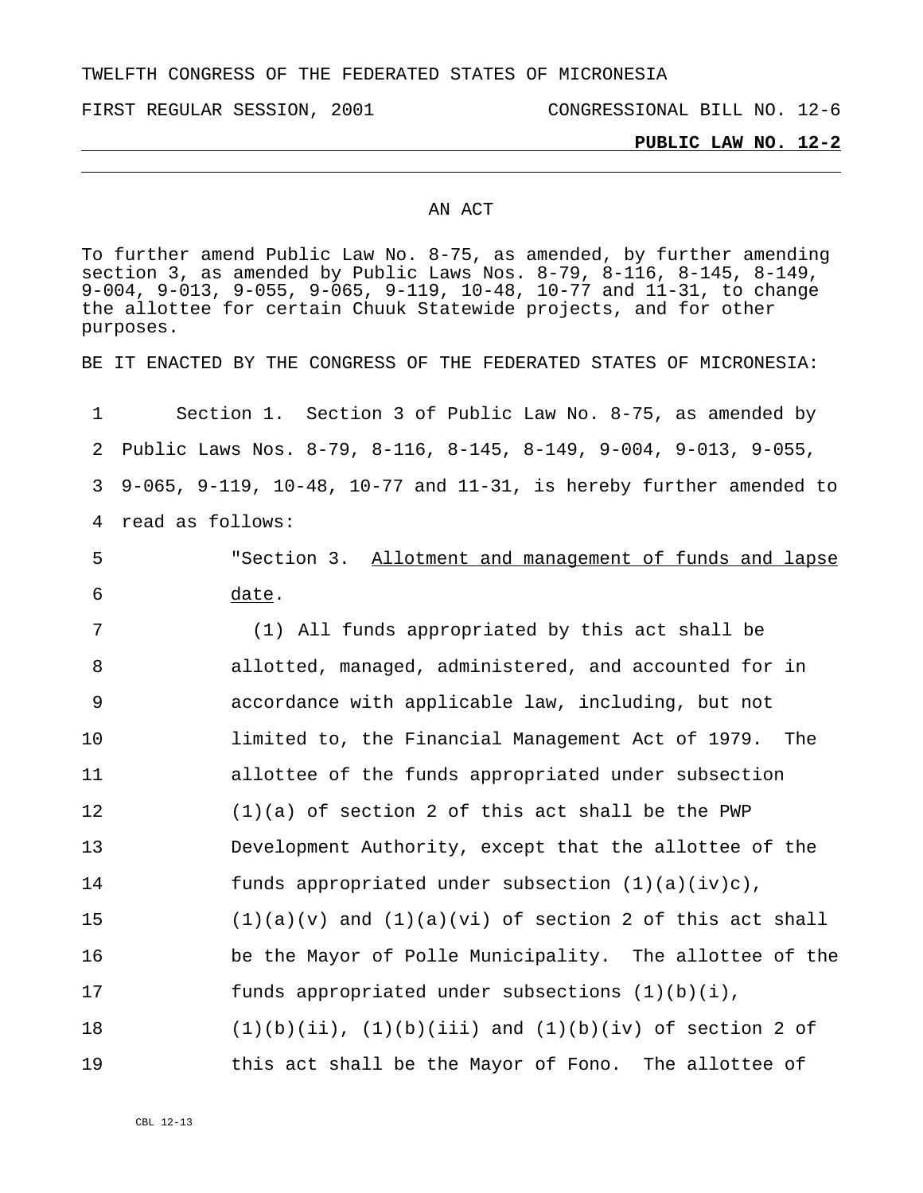TWELFTH CONGRESS OF THE FEDERATED STATES OF MICRONESIA

FIRST REGULAR SESSION, 2001 CONGRESSIONAL BILL NO. 12-6

**PUBLIC LAW NO. 12-2**

AN ACT

To further amend Public Law No. 8-75, as amended, by further amending section 3, as amended by Public Laws Nos. 8-79, 8-116, 8-145, 8-149, 9-004, 9-013, 9-055, 9-065, 9-119, 10-48, 10-77 and 11-31, to change the allottee for certain Chuuk Statewide projects, and for other purposes.

BE IT ENACTED BY THE CONGRESS OF THE FEDERATED STATES OF MICRONESIA:

Section 1. Section 3 of Public Law No. 8-75, as amended by Public Laws Nos. 8-79, 8-116, 8-145, 8-149, 9-004, 9-013, 9-055, 9-065, 9-119, 10-48, 10-77 and 11-31, is hereby further amended to read as follows:

"Section 3. Allotment and management of funds and lapse date.

(1) All funds appropriated by this act shall be allotted, managed, administered, and accounted for in accordance with applicable law, including, but not limited to, the Financial Management Act of 1979. The allottee of the funds appropriated under subsection (1)(a) of section 2 of this act shall be the PWP Development Authority, except that the allottee of the funds appropriated under subsection (1)(a)(iv)c), (1)(a)(v) and (1)(a)(vi) of section 2 of this act shall be the Mayor of Polle Municipality. The allottee of the funds appropriated under subsections (1)(b)(i), (1)(b)(ii), (1)(b)(iii) and (1)(b)(iv) of section 2 of this act shall be the Mayor of Fono. The allottee of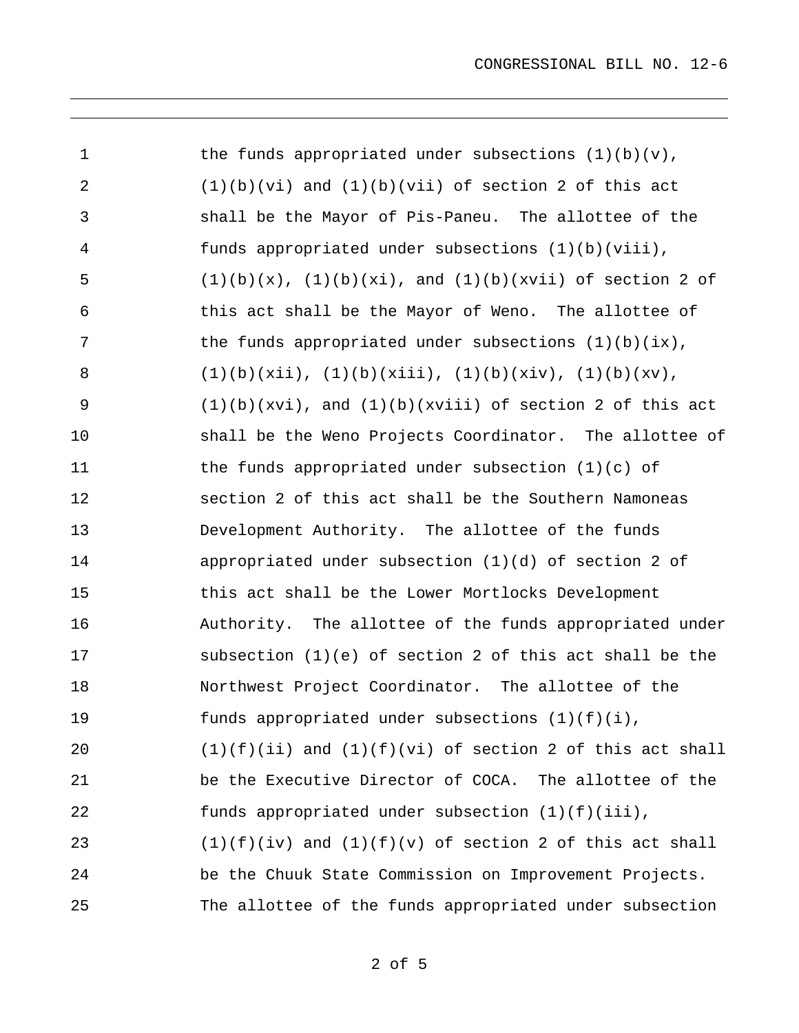the funds appropriated under subsections (1)(b)(v), (1)(b)(vi) and (1)(b)(vii) of section 2 of this act shall be the Mayor of Pis-Paneu. The allottee of the funds appropriated under subsections (1)(b)(viii), (1)(b)(x), (1)(b)(xi), and (1)(b)(xvii) of section 2 of this act shall be the Mayor of Weno. The allottee of the funds appropriated under subsections (1)(b)(ix), (1)(b)(xii), (1)(b)(xiii), (1)(b)(xiv), (1)(b)(xv), (1)(b)(xvi), and (1)(b)(xviii) of section 2 of this act shall be the Weno Projects Coordinator. The allottee of the funds appropriated under subsection (1)(c) of section 2 of this act shall be the Southern Namoneas Development Authority. The allottee of the funds appropriated under subsection (1)(d) of section 2 of this act shall be the Lower Mortlocks Development Authority. The allottee of the funds appropriated under subsection (1)(e) of section 2 of this act shall be the Northwest Project Coordinator. The allottee of the funds appropriated under subsections (1)(f)(i), (1)(f)(ii) and (1)(f)(vi) of section 2 of this act shall be the Executive Director of COCA. The allottee of the funds appropriated under subsection (1)(f)(iii), (1)(f)(iv) and (1)(f)(v) of section 2 of this act shall be the Chuuk State Commission on Improvement Projects. The allottee of the funds appropriated under subsection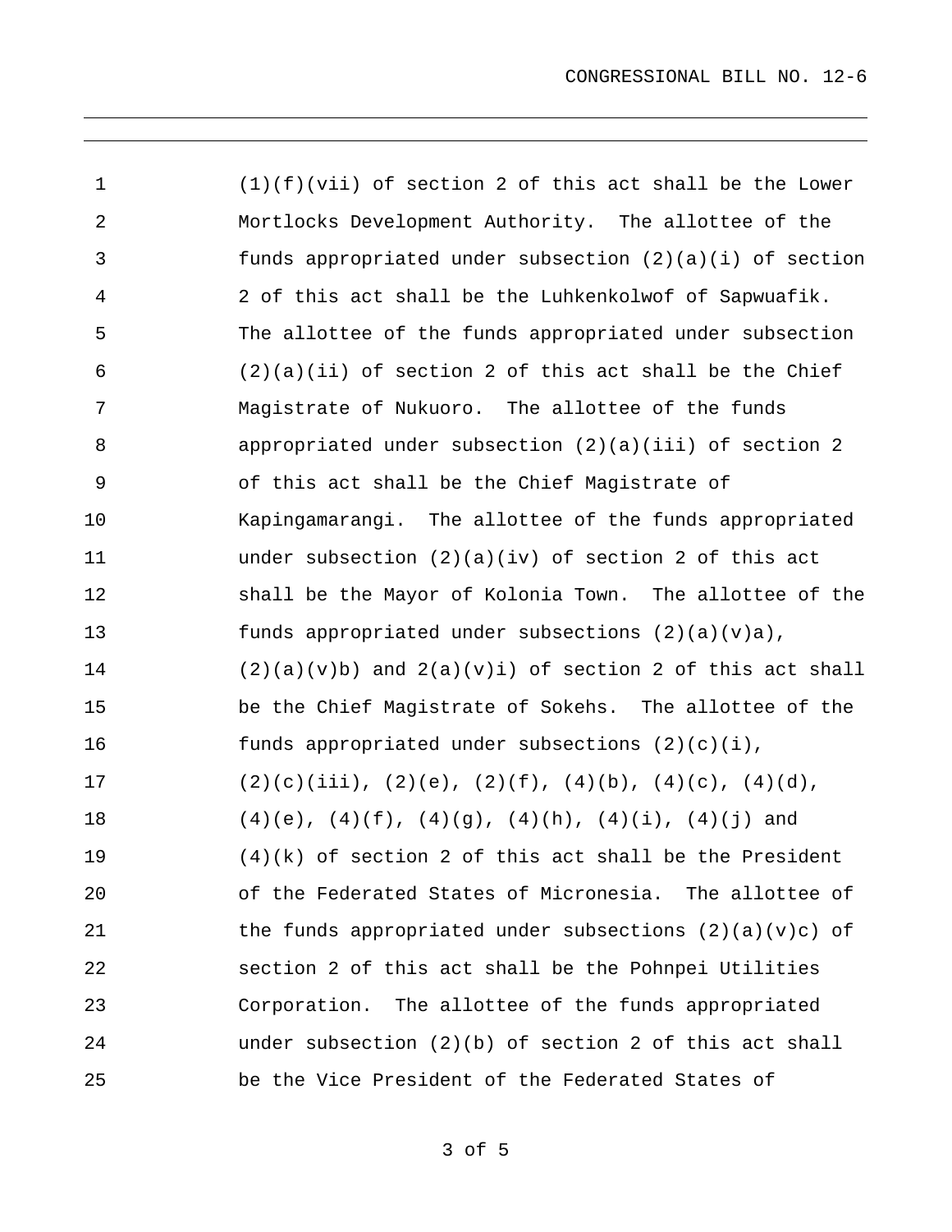(1)(f)(vii) of section 2 of this act shall be the Lower Mortlocks Development Authority. The allottee of the funds appropriated under subsection (2)(a)(i) of section 2 of this act shall be the Luhkenkolwof of Sapwuafik. The allottee of the funds appropriated under subsection (2)(a)(ii) of section 2 of this act shall be the Chief Magistrate of Nukuoro. The allottee of the funds appropriated under subsection (2)(a)(iii) of section 2 of this act shall be the Chief Magistrate of Kapingamarangi. The allottee of the funds appropriated under subsection (2)(a)(iv) of section 2 of this act shall be the Mayor of Kolonia Town. The allottee of the funds appropriated under subsections (2)(a)(v)a), (2)(a)(v)b) and 2(a)(v)i) of section 2 of this act shall be the Chief Magistrate of Sokehs. The allottee of the funds appropriated under subsections (2)(c)(i), (2)(c)(iii), (2)(e), (2)(f), (4)(b), (4)(c), (4)(d), (4)(e), (4)(f), (4)(g), (4)(h), (4)(i), (4)(j) and (4)(k) of section 2 of this act shall be the President of the Federated States of Micronesia. The allottee of the funds appropriated under subsections (2)(a)(v)c) of section 2 of this act shall be the Pohnpei Utilities Corporation. The allottee of the funds appropriated under subsection (2)(b) of section 2 of this act shall be the Vice President of the Federated States of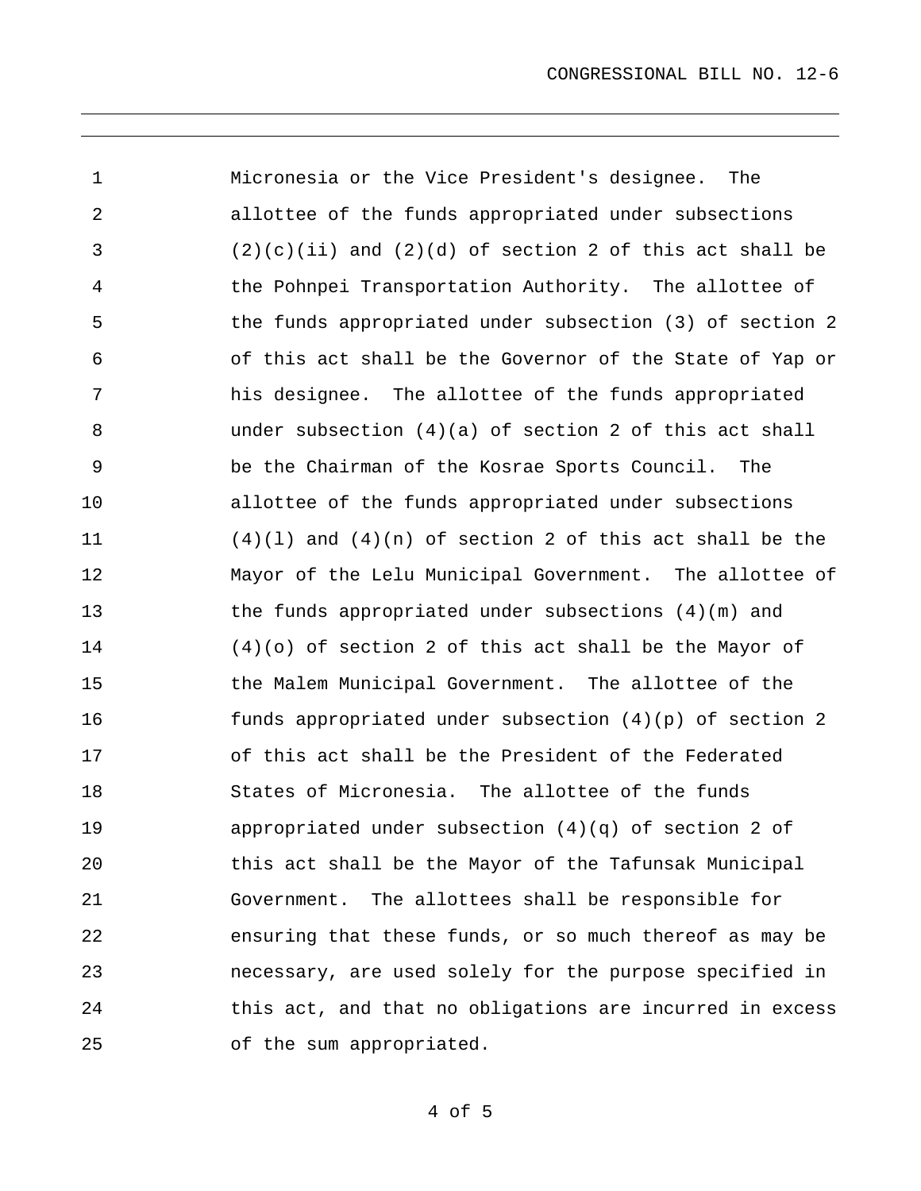Micronesia or the Vice President's designee. The allottee of the funds appropriated under subsections (2)(c)(ii) and (2)(d) of section 2 of this act shall be the Pohnpei Transportation Authority. The allottee of the funds appropriated under subsection (3) of section 2 of this act shall be the Governor of the State of Yap or his designee. The allottee of the funds appropriated under subsection (4)(a) of section 2 of this act shall be the Chairman of the Kosrae Sports Council. The allottee of the funds appropriated under subsections (4)(l) and (4)(n) of section 2 of this act shall be the Mayor of the Lelu Municipal Government. The allottee of the funds appropriated under subsections (4)(m) and (4)(o) of section 2 of this act shall be the Mayor of the Malem Municipal Government. The allottee of the funds appropriated under subsection (4)(p) of section 2 of this act shall be the President of the Federated States of Micronesia. The allottee of the funds appropriated under subsection (4)(q) of section 2 of this act shall be the Mayor of the Tafunsak Municipal Government. The allottees shall be responsible for ensuring that these funds, or so much thereof as may be necessary, are used solely for the purpose specified in this act, and that no obligations are incurred in excess of the sum appropriated.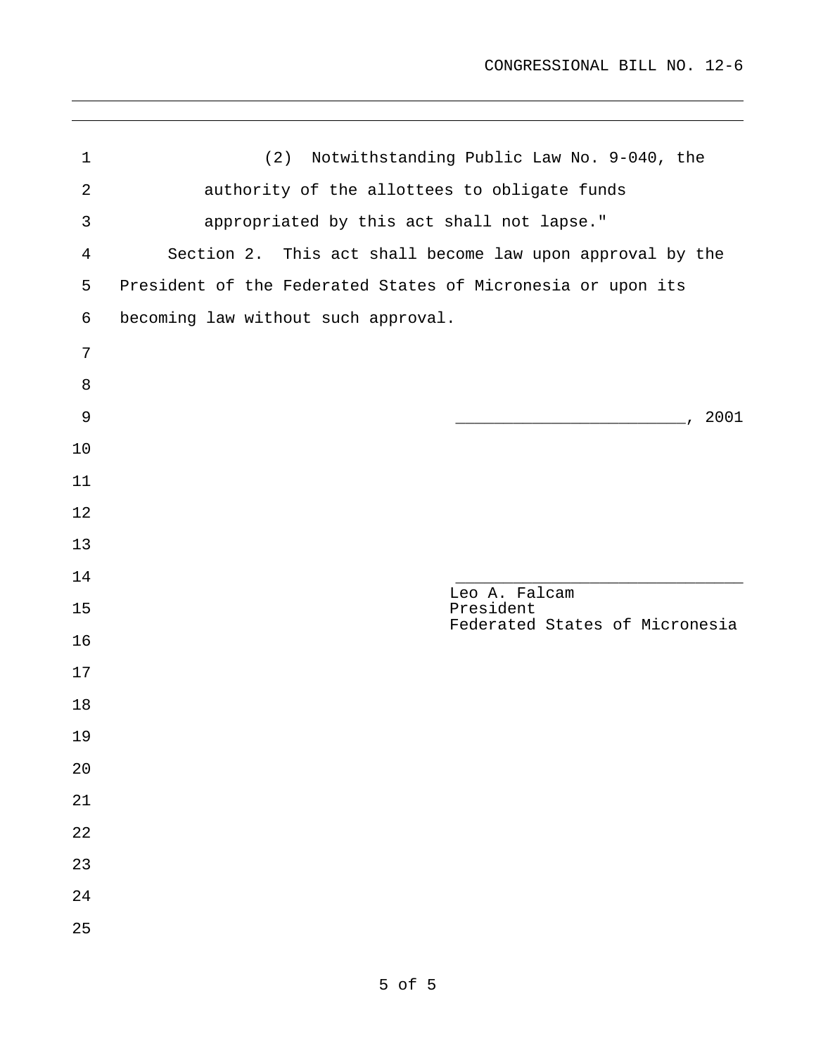(2) Notwithstanding Public Law No. 9-040, the authority of the allottees to obligate funds appropriated by this act shall not lapse."

Section 2. This act shall become law upon approval by the President of the Federated States of Micronesia or upon its becoming law without such approval.

_______________________, 2001

_____________________________
Leo A. Falcam
President
Federated States of Micronesia